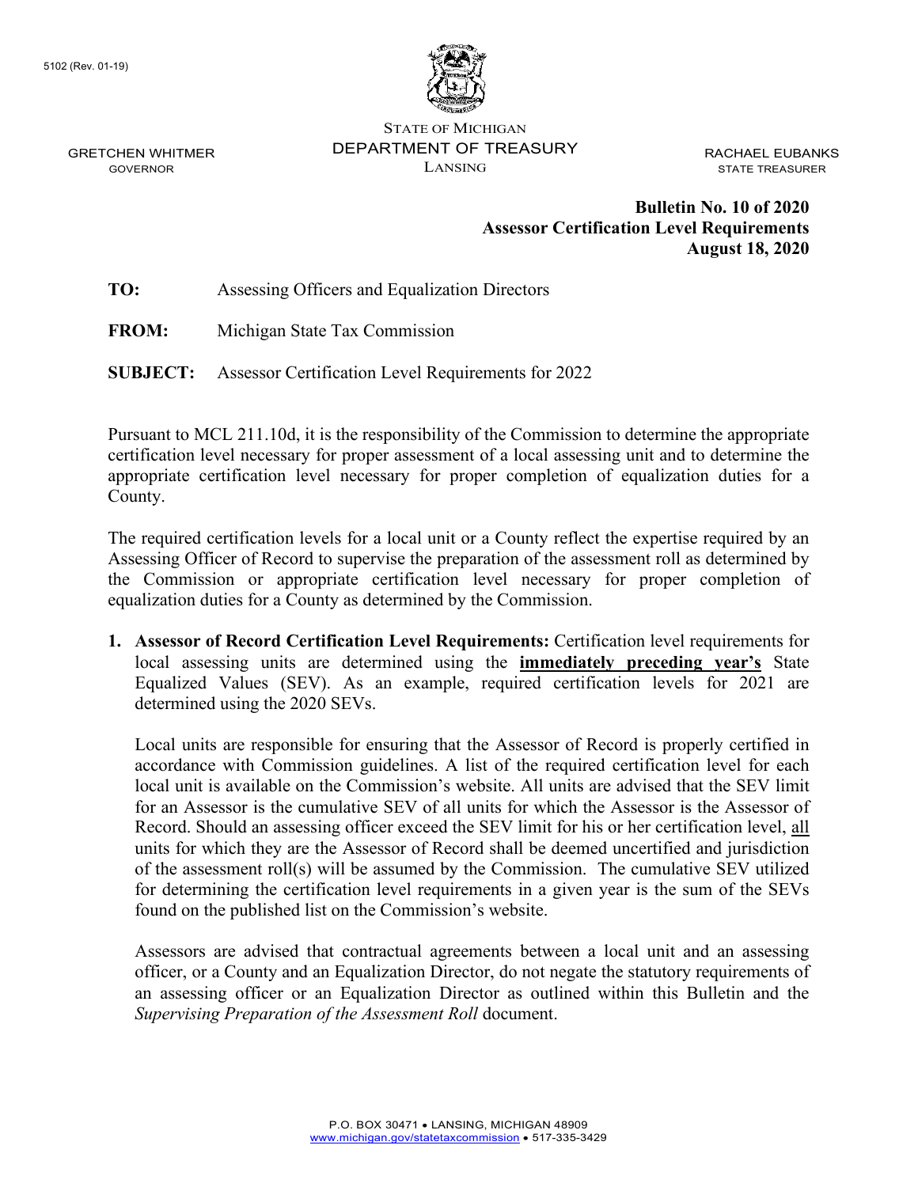STATE OF MICHIGAN
DEPARTMENT OF TREASURY
LANSING

GRETCHEN WHITMER
GOVERNOR

RACHAEL EUBANKS
STATE TREASURER

**Bulletin No. 10 of 2020**
**Assessor Certification Level Requirements**
**August 18, 2020**

**TO:** Assessing Officers and Equalization Directors

**FROM:** Michigan State Tax Commission

**SUBJECT:** Assessor Certification Level Requirements for 2022

Pursuant to MCL 211.10d, it is the responsibility of the Commission to determine the appropriate certification level necessary for proper assessment of a local assessing unit and to determine the appropriate certification level necessary for proper completion of equalization duties for a County.

The required certification levels for a local unit or a County reflect the expertise required by an Assessing Officer of Record to supervise the preparation of the assessment roll as determined by the Commission or appropriate certification level necessary for proper completion of equalization duties for a County as determined by the Commission.

1. **Assessor of Record Certification Level Requirements:** Certification level requirements for local assessing units are determined using the **immediately preceding year's** State Equalized Values (SEV). As an example, required certification levels for 2021 are determined using the 2020 SEVs.

   Local units are responsible for ensuring that the Assessor of Record is properly certified in accordance with Commission guidelines. A list of the required certification level for each local unit is available on the Commission's website. All units are advised that the SEV limit for an Assessor is the cumulative SEV of all units for which the Assessor is the Assessor of Record. Should an assessing officer exceed the SEV limit for his or her certification level, all units for which they are the Assessor of Record shall be deemed uncertified and jurisdiction of the assessment roll(s) will be assumed by the Commission. The cumulative SEV utilized for determining the certification level requirements in a given year is the sum of the SEVs found on the published list on the Commission's website.

   Assessors are advised that contractual agreements between a local unit and an assessing officer, or a County and an Equalization Director, do not negate the statutory requirements of an assessing officer or an Equalization Director as outlined within this Bulletin and the *Supervising Preparation of the Assessment Roll* document.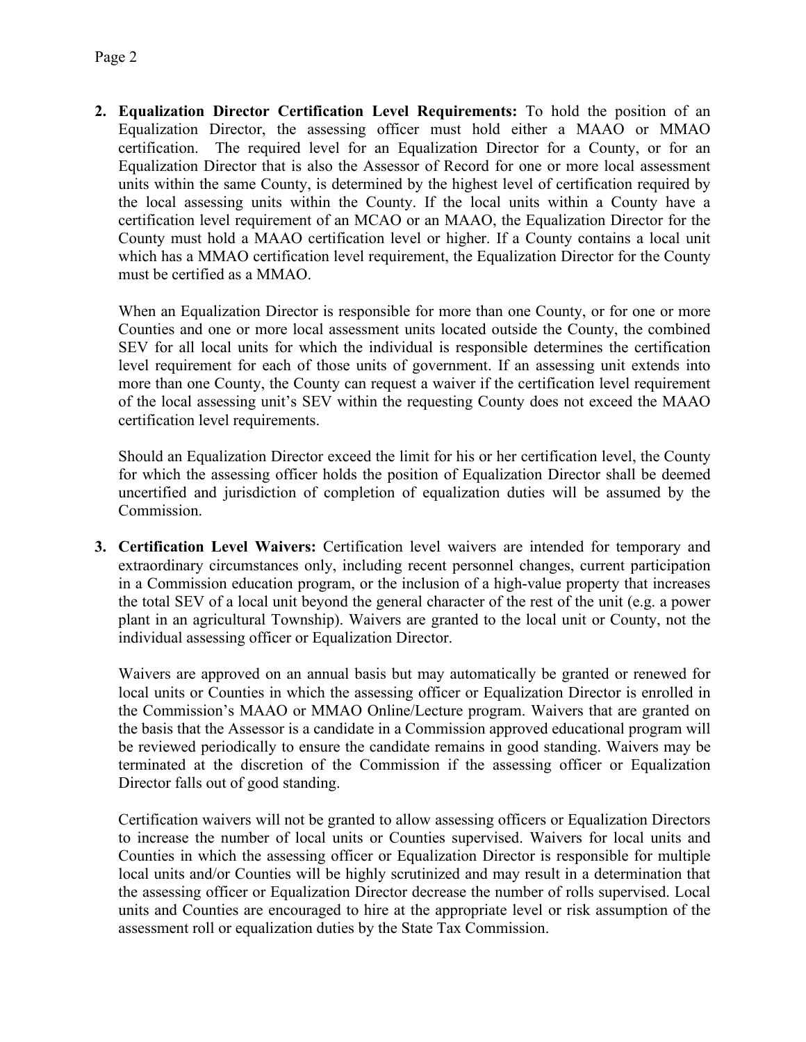2. **Equalization Director Certification Level Requirements:** To hold the position of an Equalization Director, the assessing officer must hold either a MAAO or MMAO certification. The required level for an Equalization Director for a County, or for an Equalization Director that is also the Assessor of Record for one or more local assessment units within the same County, is determined by the highest level of certification required by the local assessing units within the County. If the local units within a County have a certification level requirement of an MCAO or an MAAO, the Equalization Director for the County must hold a MAAO certification level or higher. If a County contains a local unit which has a MMAO certification level requirement, the Equalization Director for the County must be certified as a MMAO.

   When an Equalization Director is responsible for more than one County, or for one or more Counties and one or more local assessment units located outside the County, the combined SEV for all local units for which the individual is responsible determines the certification level requirement for each of those units of government. If an assessing unit extends into more than one County, the County can request a waiver if the certification level requirement of the local assessing unit's SEV within the requesting County does not exceed the MAAO certification level requirements.

   Should an Equalization Director exceed the limit for his or her certification level, the County for which the assessing officer holds the position of Equalization Director shall be deemed uncertified and jurisdiction of completion of equalization duties will be assumed by the Commission.

3. **Certification Level Waivers:** Certification level waivers are intended for temporary and extraordinary circumstances only, including recent personnel changes, current participation in a Commission education program, or the inclusion of a high-value property that increases the total SEV of a local unit beyond the general character of the rest of the unit (e.g. a power plant in an agricultural Township). Waivers are granted to the local unit or County, not the individual assessing officer or Equalization Director.

   Waivers are approved on an annual basis but may automatically be granted or renewed for local units or Counties in which the assessing officer or Equalization Director is enrolled in the Commission's MAAO or MMAO Online/Lecture program. Waivers that are granted on the basis that the Assessor is a candidate in a Commission approved educational program will be reviewed periodically to ensure the candidate remains in good standing. Waivers may be terminated at the discretion of the Commission if the assessing officer or Equalization Director falls out of good standing.

   Certification waivers will not be granted to allow assessing officers or Equalization Directors to increase the number of local units or Counties supervised. Waivers for local units and Counties in which the assessing officer or Equalization Director is responsible for multiple local units and/or Counties will be highly scrutinized and may result in a determination that the assessing officer or Equalization Director decrease the number of rolls supervised. Local units and Counties are encouraged to hire at the appropriate level or risk assumption of the assessment roll or equalization duties by the State Tax Commission.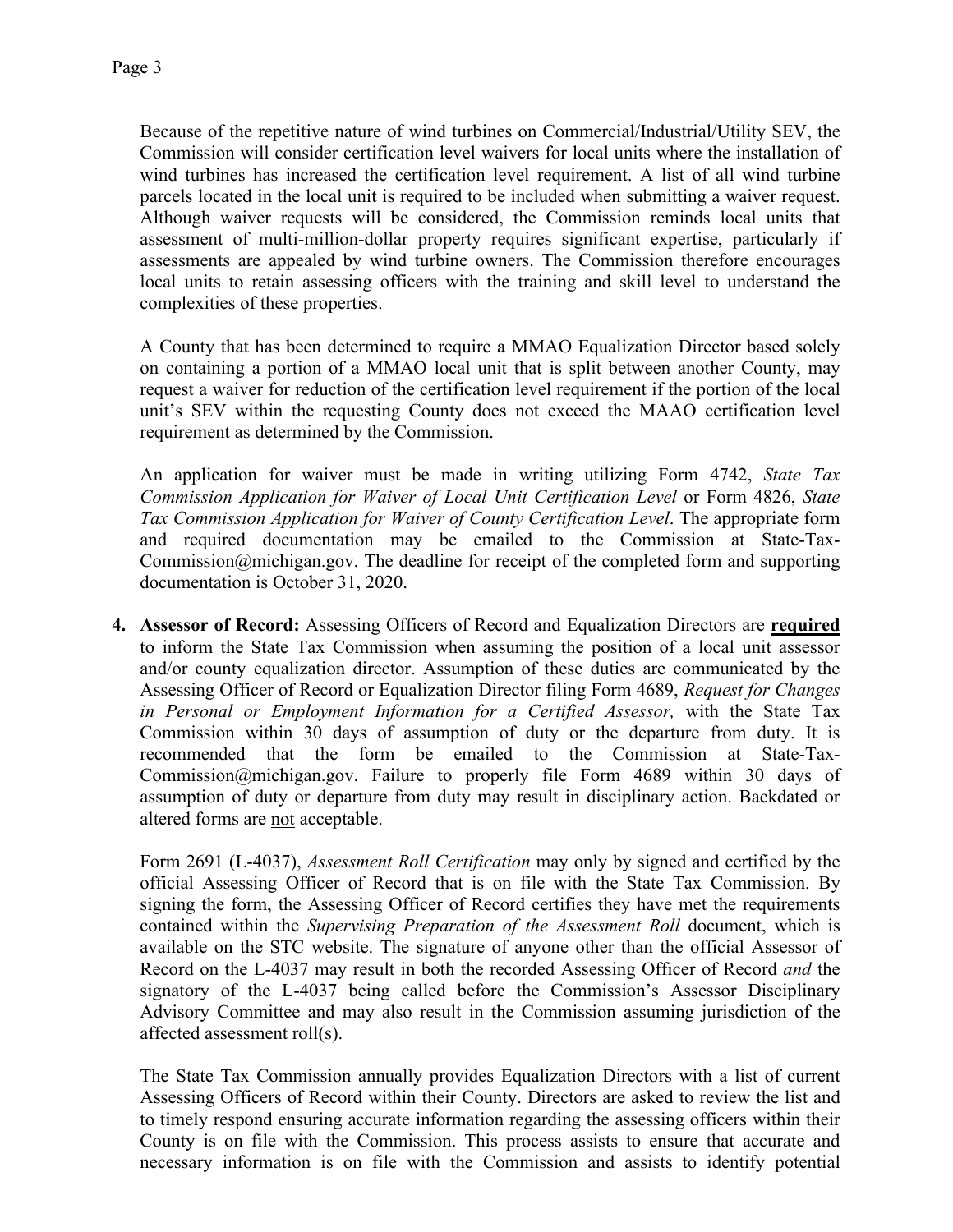Because of the repetitive nature of wind turbines on Commercial/Industrial/Utility SEV, the Commission will consider certification level waivers for local units where the installation of wind turbines has increased the certification level requirement. A list of all wind turbine parcels located in the local unit is required to be included when submitting a waiver request. Although waiver requests will be considered, the Commission reminds local units that assessment of multi-million-dollar property requires significant expertise, particularly if assessments are appealed by wind turbine owners. The Commission therefore encourages local units to retain assessing officers with the training and skill level to understand the complexities of these properties.

A County that has been determined to require a MMAO Equalization Director based solely on containing a portion of a MMAO local unit that is split between another County, may request a waiver for reduction of the certification level requirement if the portion of the local unit's SEV within the requesting County does not exceed the MAAO certification level requirement as determined by the Commission.

An application for waiver must be made in writing utilizing Form 4742, *State Tax Commission Application for Waiver of Local Unit Certification Level* or Form 4826, *State Tax Commission Application for Waiver of County Certification Level*. The appropriate form and required documentation may be emailed to the Commission at State-Tax-Commission@michigan.gov. The deadline for receipt of the completed form and supporting documentation is October 31, 2020.

4. **Assessor of Record:** Assessing Officers of Record and Equalization Directors are **required** to inform the State Tax Commission when assuming the position of a local unit assessor and/or county equalization director. Assumption of these duties are communicated by the Assessing Officer of Record or Equalization Director filing Form 4689, *Request for Changes in Personal or Employment Information for a Certified Assessor,* with the State Tax Commission within 30 days of assumption of duty or the departure from duty. It is recommended that the form be emailed to the Commission at State-Tax-Commission@michigan.gov. Failure to properly file Form 4689 within 30 days of assumption of duty or departure from duty may result in disciplinary action. Backdated or altered forms are not acceptable.

   Form 2691 (L-4037), *Assessment Roll Certification* may only by signed and certified by the official Assessing Officer of Record that is on file with the State Tax Commission. By signing the form, the Assessing Officer of Record certifies they have met the requirements contained within the *Supervising Preparation of the Assessment Roll* document, which is available on the STC website. The signature of anyone other than the official Assessor of Record on the L-4037 may result in both the recorded Assessing Officer of Record *and* the signatory of the L-4037 being called before the Commission's Assessor Disciplinary Advisory Committee and may also result in the Commission assuming jurisdiction of the affected assessment roll(s).

   The State Tax Commission annually provides Equalization Directors with a list of current Assessing Officers of Record within their County. Directors are asked to review the list and to timely respond ensuring accurate information regarding the assessing officers within their County is on file with the Commission. This process assists to ensure that accurate and necessary information is on file with the Commission and assists to identify potential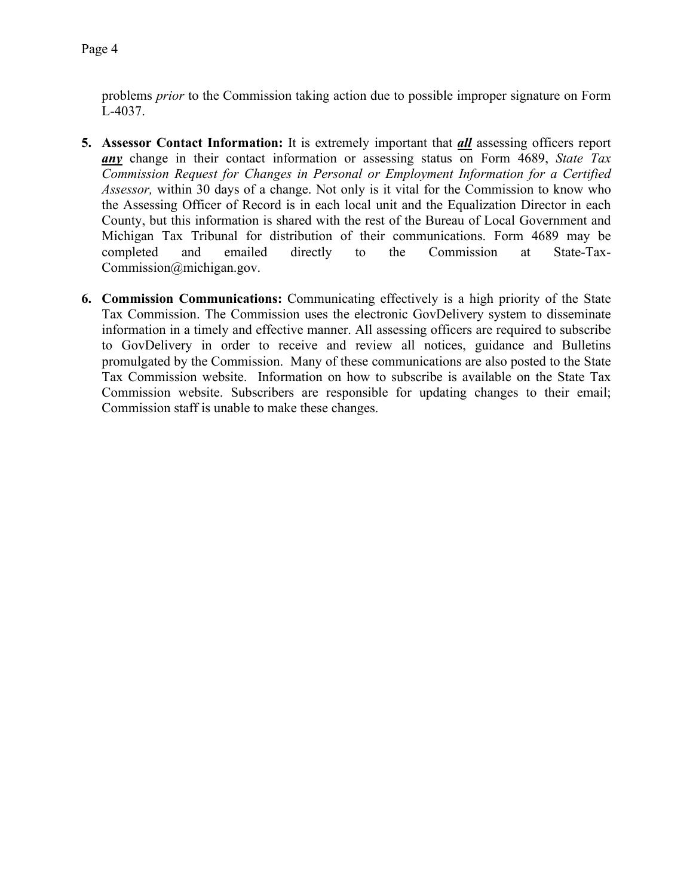problems *prior* to the Commission taking action due to possible improper signature on Form L-4037.

5. **Assessor Contact Information:** It is extremely important that ***all*** assessing officers report ***any*** change in their contact information or assessing status on Form 4689, *State Tax Commission Request for Changes in Personal or Employment Information for a Certified Assessor,* within 30 days of a change. Not only is it vital for the Commission to know who the Assessing Officer of Record is in each local unit and the Equalization Director in each County, but this information is shared with the rest of the Bureau of Local Government and Michigan Tax Tribunal for distribution of their communications. Form 4689 may be completed and emailed directly to the Commission at State-Tax-Commission@michigan.gov.

6. **Commission Communications:** Communicating effectively is a high priority of the State Tax Commission. The Commission uses the electronic GovDelivery system to disseminate information in a timely and effective manner. All assessing officers are required to subscribe to GovDelivery in order to receive and review all notices, guidance and Bulletins promulgated by the Commission. Many of these communications are also posted to the State Tax Commission website. Information on how to subscribe is available on the State Tax Commission website. Subscribers are responsible for updating changes to their email; Commission staff is unable to make these changes.